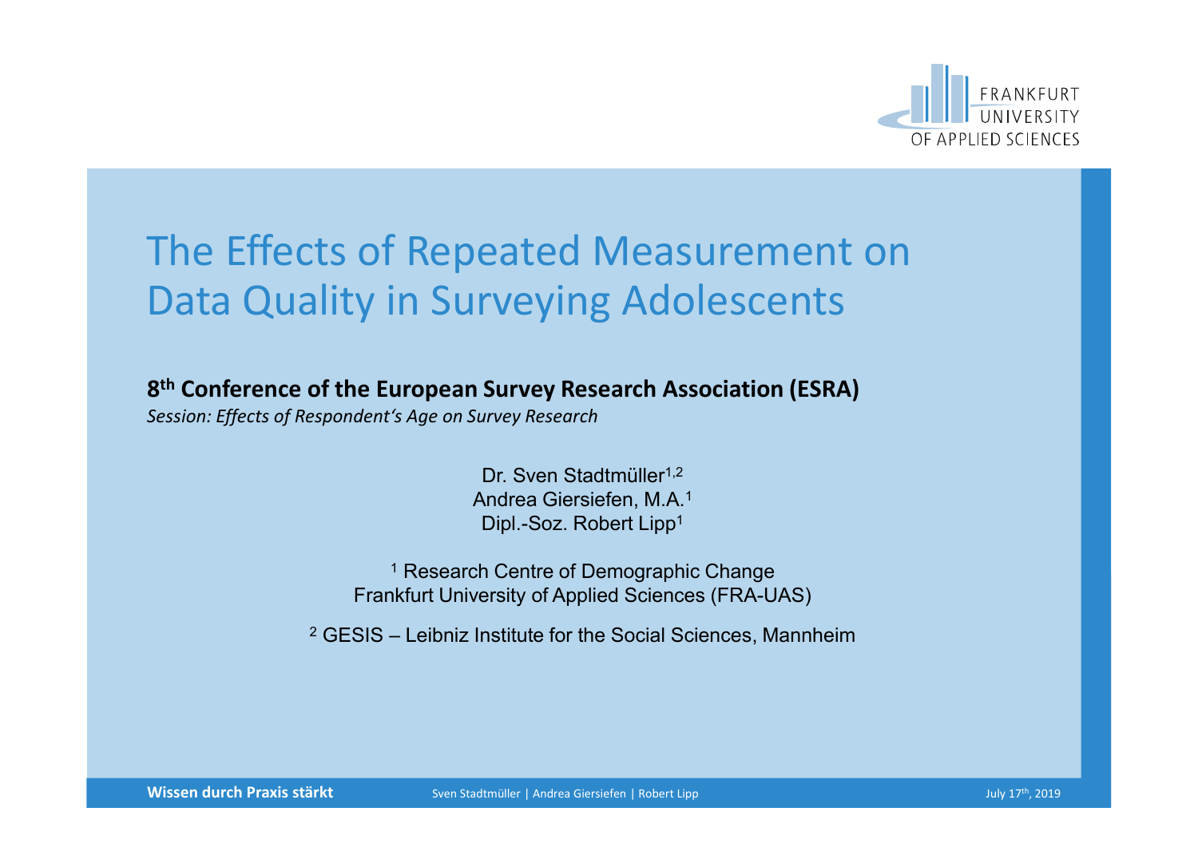# The Effects of Repeated Measurement on Data Quality in Surveying Adolescents

**8th Conference of the European Survey Research Association (ESRA)**

*Session: Effects of Respondent‘s Age on Survey Research*

Dr. Sven Stadtmüller[1,2]
Andrea Giersiefen, M.A.[1]
Dipl.-Soz. Robert Lipp[1]

[1] Research Centre of Demographic Change
Frankfurt University of Applied Sciences (FRA-UAS)

[2] GESIS – Leibniz Institute for the Social Sciences, Mannheim

July 17th, 2019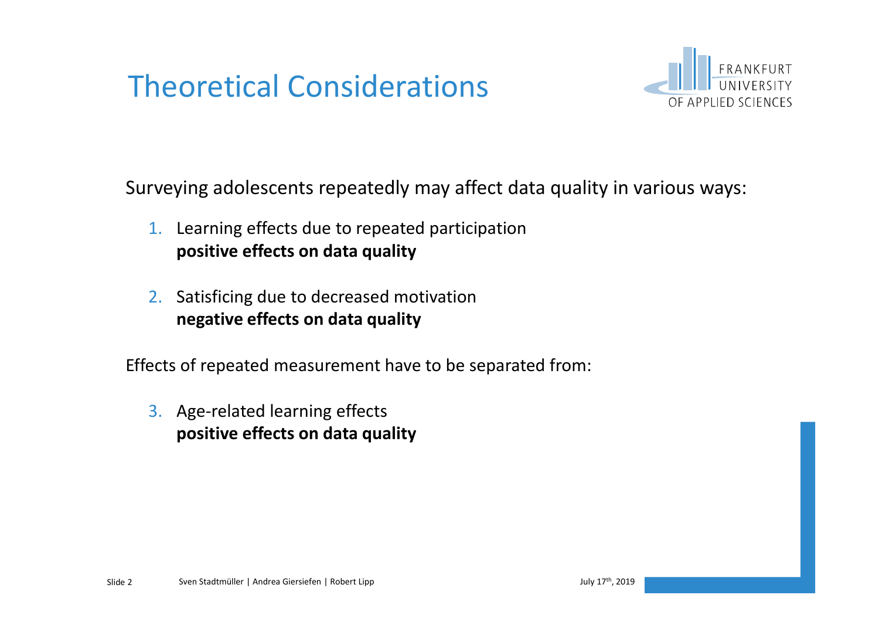# Theoretical Considerations

Surveying adolescents repeatedly may affect data quality in various ways:

1. Learning effects due to repeated participation
   **positive effects on data quality**

2. Satisficing due to decreased motivation
   **negative effects on data quality**

Effects of repeated measurement have to be separated from:

3. Age-related learning effects
   **positive effects on data quality**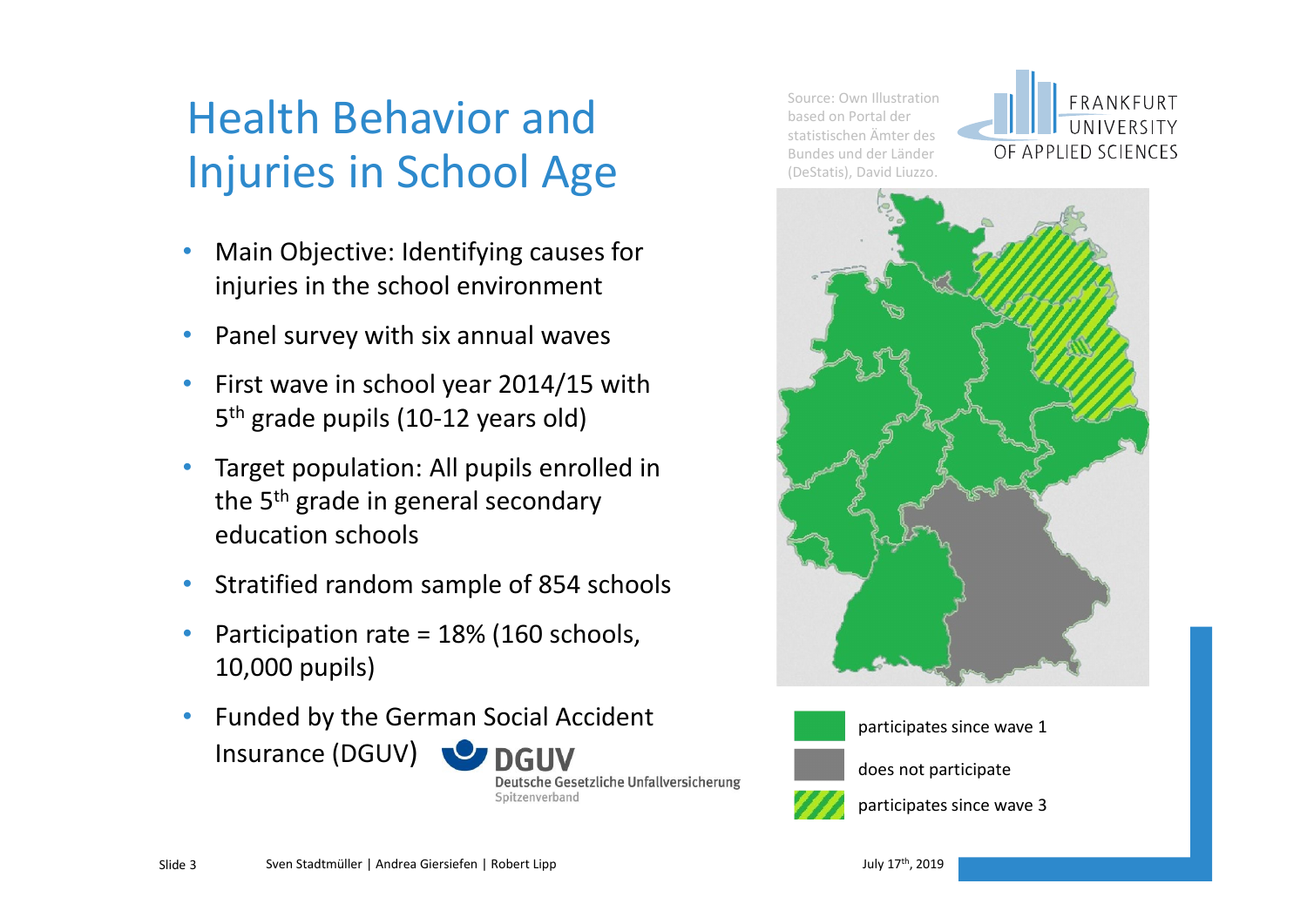# Health Behavior and Injuries in School Age

- Main Objective: Identifying causes for injuries in the school environment
- Panel survey with six annual waves
- First wave in school year 2014/15 with 5th grade pupils (10-12 years old)
- Target population: All pupils enrolled in the 5th grade in general secondary education schools
- Stratified random sample of 854 schools
- Participation rate = 18% (160 schools, 10,000 pupils)
- Funded by the German Social Accident Insurance (DGUV)

DGUV Deutsche Gesetzliche Unfallversicherung Spitzenverband

Source: Own Illustration based on Portal der statistischen Ämter des Bundes und der Länder (DeStatis), David Liuzzo.

participates since wave 1

does not participate

participates since wave 3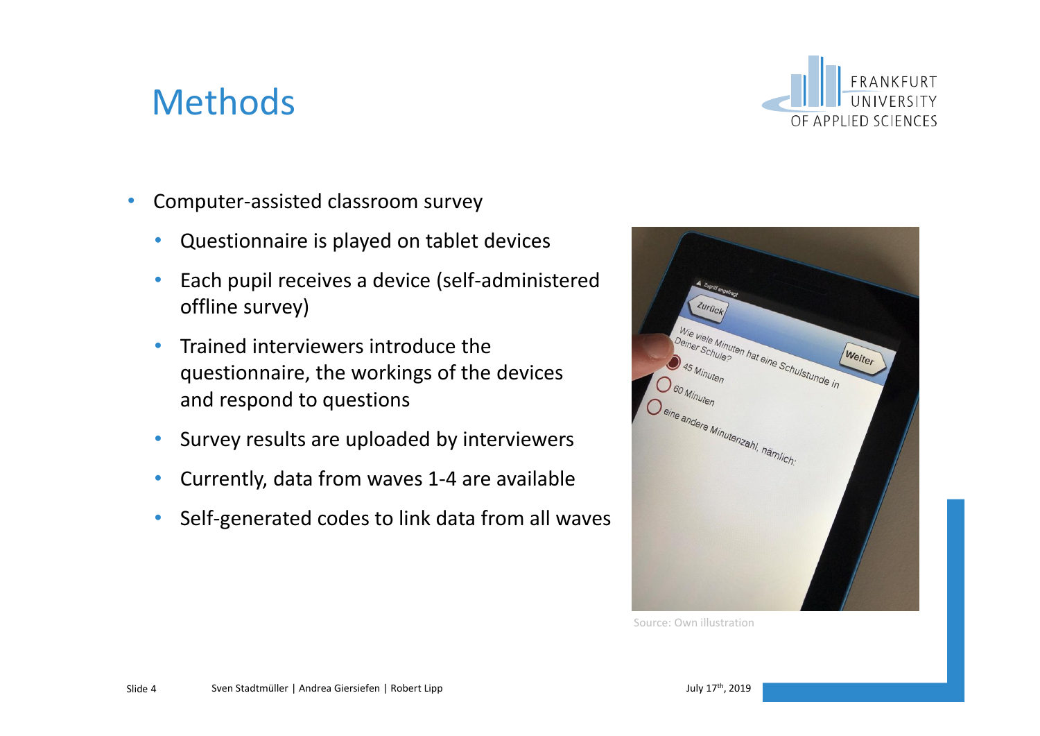# Methods

- Computer-assisted classroom survey
  - Questionnaire is played on tablet devices
  - Each pupil receives a device (self-administered offline survey)
  - Trained interviewers introduce the questionnaire, the workings of the devices and respond to questions
  - Survey results are uploaded by interviewers
  - Currently, data from waves 1-4 are available
  - Self-generated codes to link data from all waves

Source: Own illustration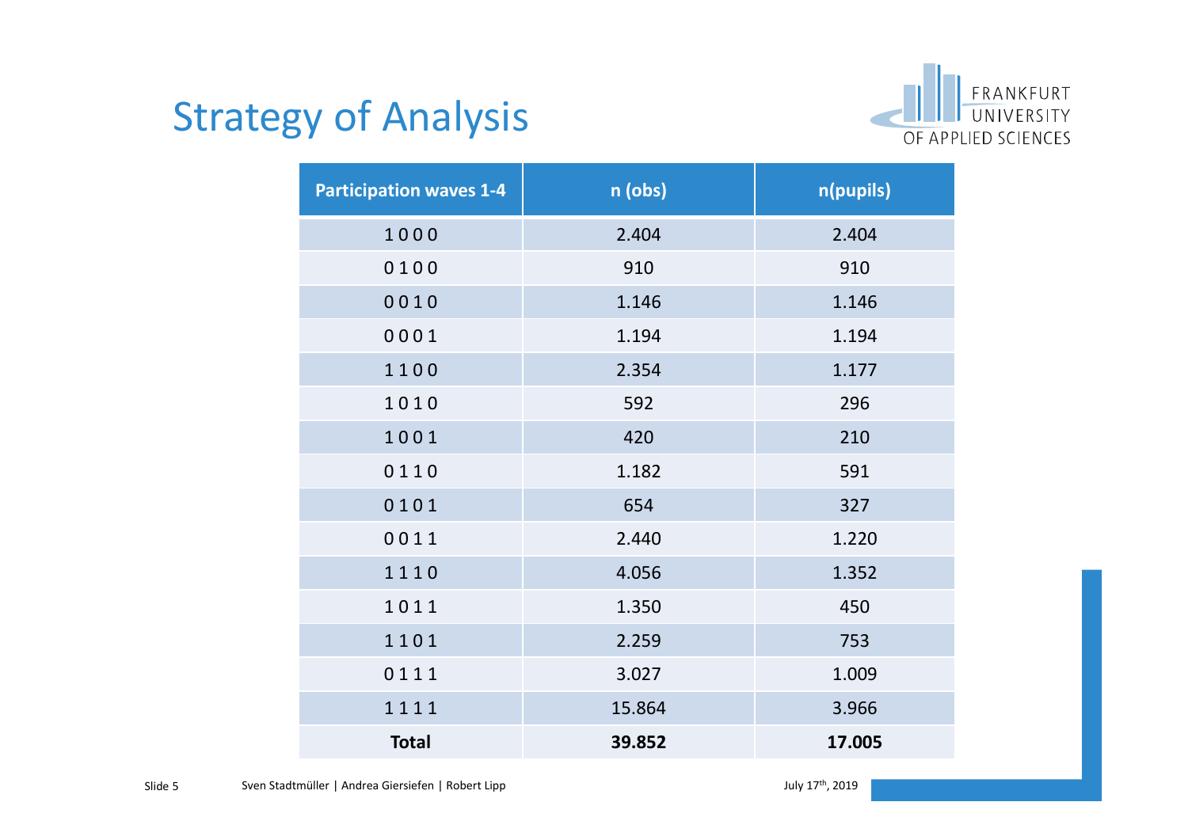# Strategy of Analysis

| Participation waves 1-4 | n (obs) | n(pupils) |
|---|---|---|
| 1 0 0 0 | 2.404 | 2.404 |
| 0 1 0 0 | 910 | 910 |
| 0 0 1 0 | 1.146 | 1.146 |
| 0 0 0 1 | 1.194 | 1.194 |
| 1 1 0 0 | 2.354 | 1.177 |
| 1 0 1 0 | 592 | 296 |
| 1 0 0 1 | 420 | 210 |
| 0 1 1 0 | 1.182 | 591 |
| 0 1 0 1 | 654 | 327 |
| 0 0 1 1 | 2.440 | 1.220 |
| 1 1 1 0 | 4.056 | 1.352 |
| 1 0 1 1 | 1.350 | 450 |
| 1 1 0 1 | 2.259 | 753 |
| 0 1 1 1 | 3.027 | 1.009 |
| 1 1 1 1 | 15.864 | 3.966 |
| **Total** | **39.852** | **17.005** |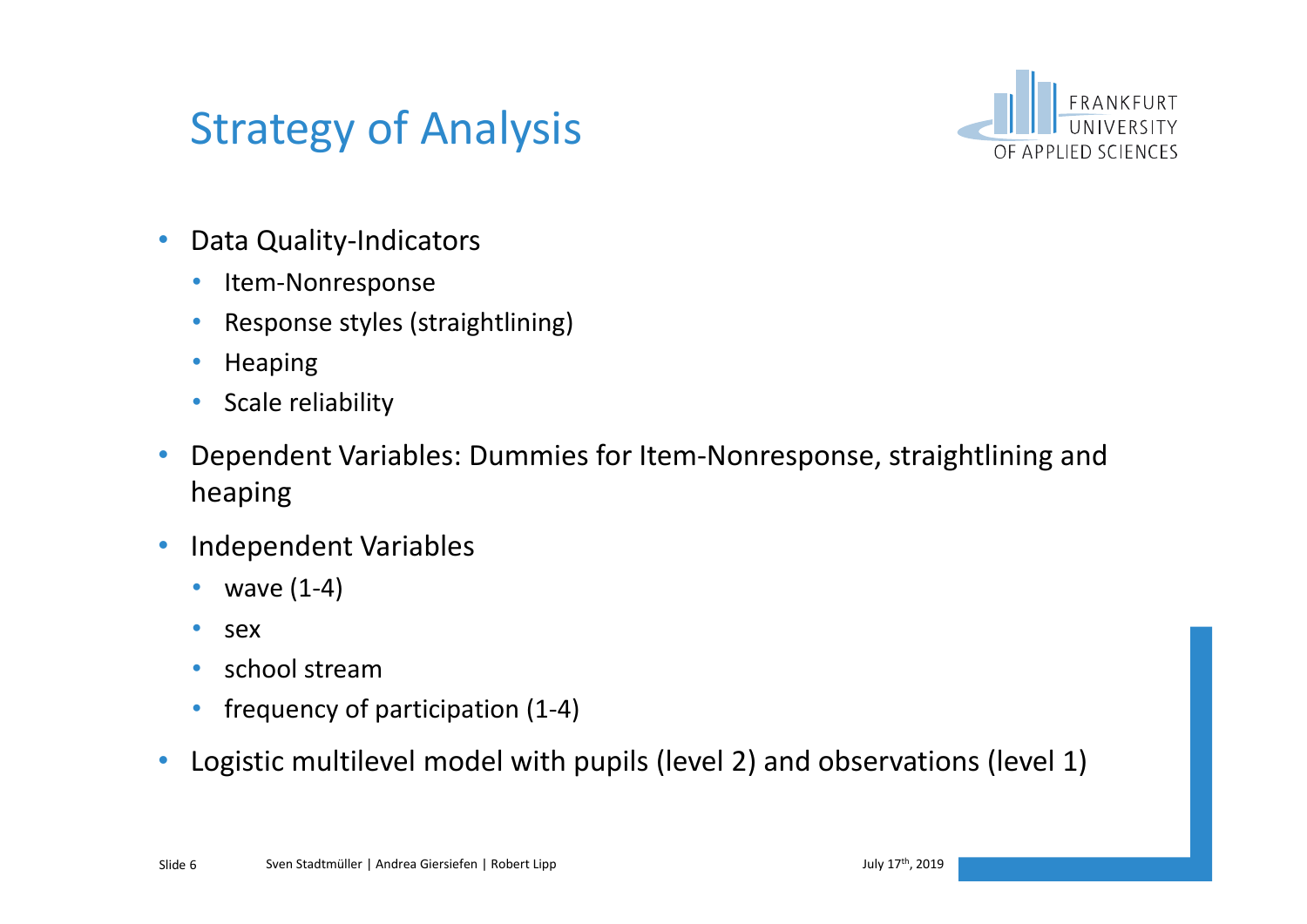# Strategy of Analysis

- Data Quality-Indicators
  - Item-Nonresponse
  - Response styles (straightlining)
  - Heaping
  - Scale reliability
- Dependent Variables: Dummies for Item-Nonresponse, straightlining and heaping
- Independent Variables
  - wave (1-4)
  - sex
  - school stream
  - frequency of participation (1-4)
- Logistic multilevel model with pupils (level 2) and observations (level 1)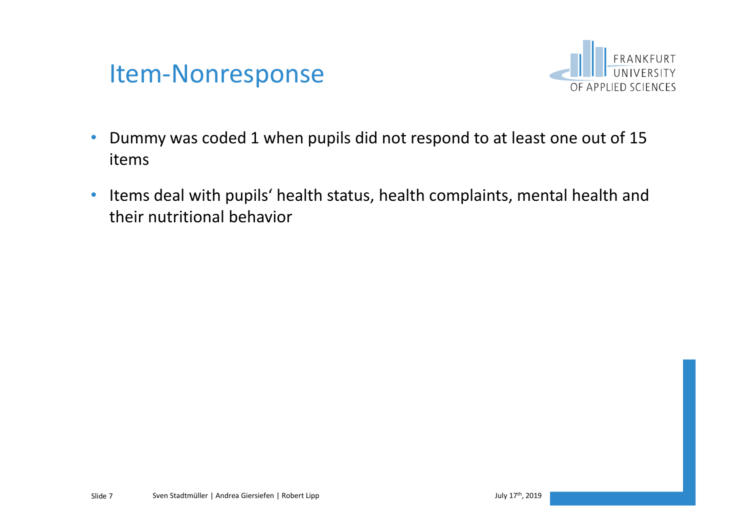# Item-Nonresponse

- Dummy was coded 1 when pupils did not respond to at least one out of 15 items
- Items deal with pupils‘ health status, health complaints, mental health and their nutritional behavior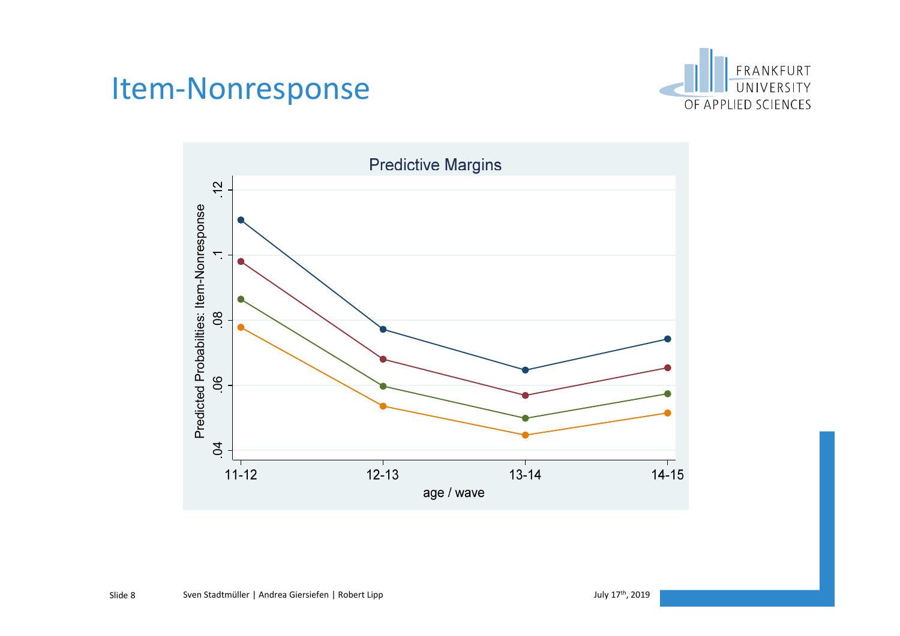# Item-Nonresponse

**Predictive Margins**

Predicted Probabilities: Item-Nonresponse

.04 .06 .08 .1 .12

11-12 12-13 13-14 14-15

age / wave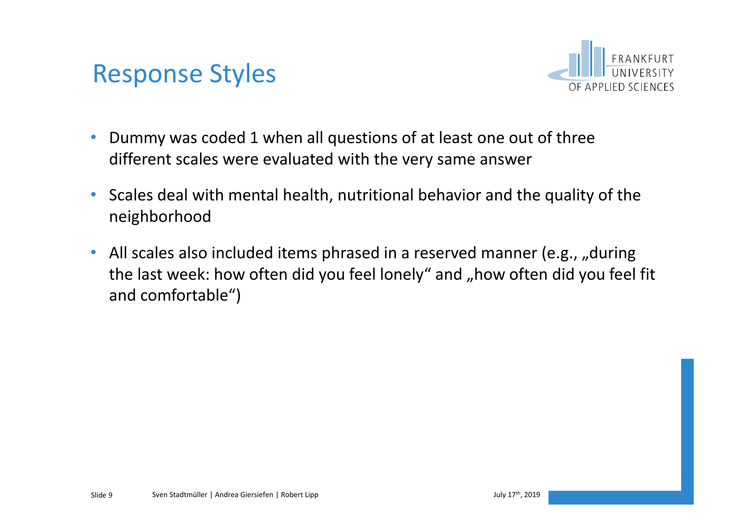# Response Styles

- Dummy was coded 1 when all questions of at least one out of three different scales were evaluated with the very same answer
- Scales deal with mental health, nutritional behavior and the quality of the neighborhood
- All scales also included items phrased in a reserved manner (e.g., „during the last week: how often did you feel lonely“ and „how often did you feel fit and comfortable“)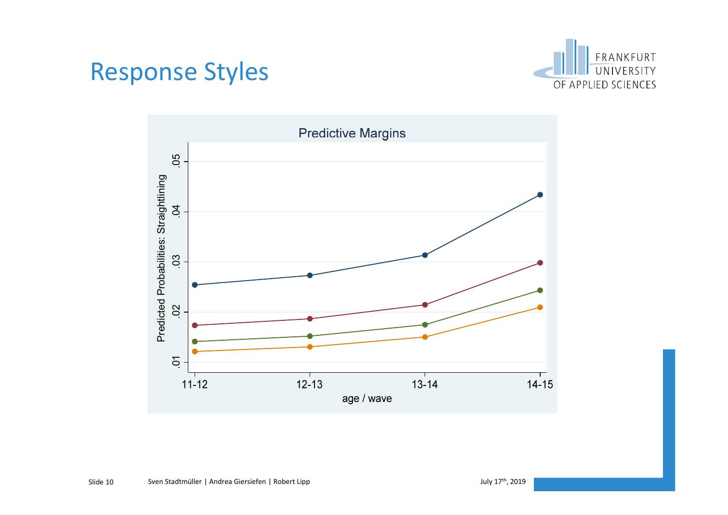# Response Styles

Predictive Margins

Predicted Probabilities: Straightlining

.05
.04
.03
.02
.01

11-12 12-13 13-14 14-15

age / wave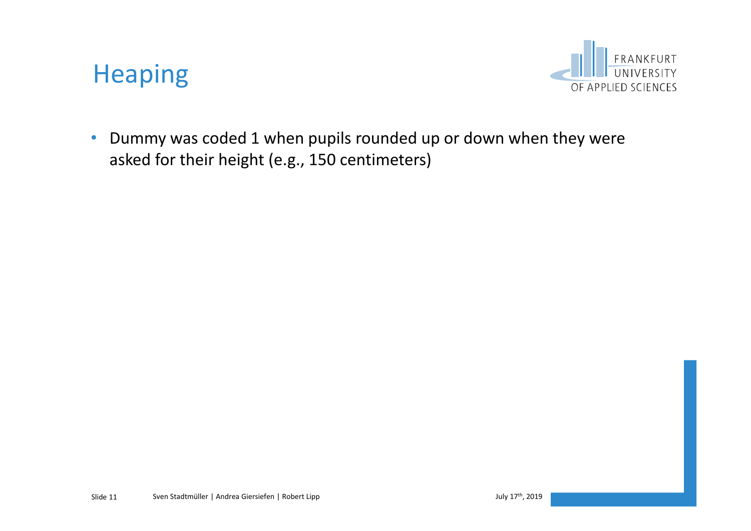# Heaping

- Dummy was coded 1 when pupils rounded up or down when they were asked for their height (e.g., 150 centimeters)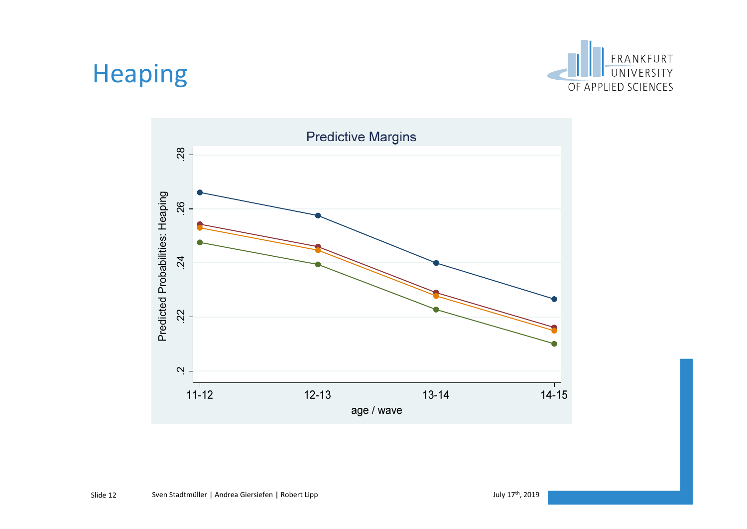# Heaping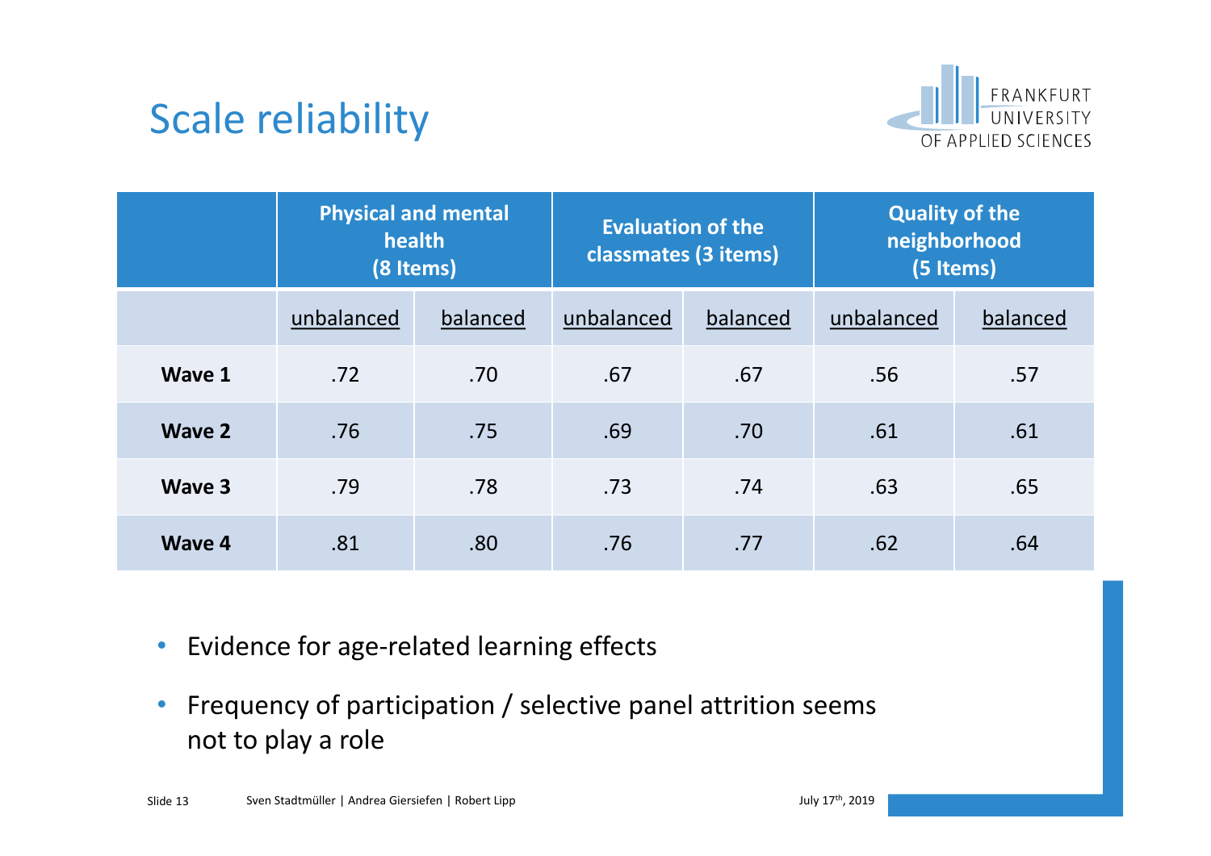# Scale reliability

| | Physical and mental health (8 Items) | | Evaluation of the classmates (3 items) | | Quality of the neighborhood (5 Items) | |
|---|---|---|---|---|---|---|
| | unbalanced | balanced | unbalanced | balanced | unbalanced | balanced |
| **Wave 1** | .72 | .70 | .67 | .67 | .56 | .57 |
| **Wave 2** | .76 | .75 | .69 | .70 | .61 | .61 |
| **Wave 3** | .79 | .78 | .73 | .74 | .63 | .65 |
| **Wave 4** | .81 | .80 | .76 | .77 | .62 | .64 |

- Evidence for age-related learning effects
- Frequency of participation / selective panel attrition seems not to play a role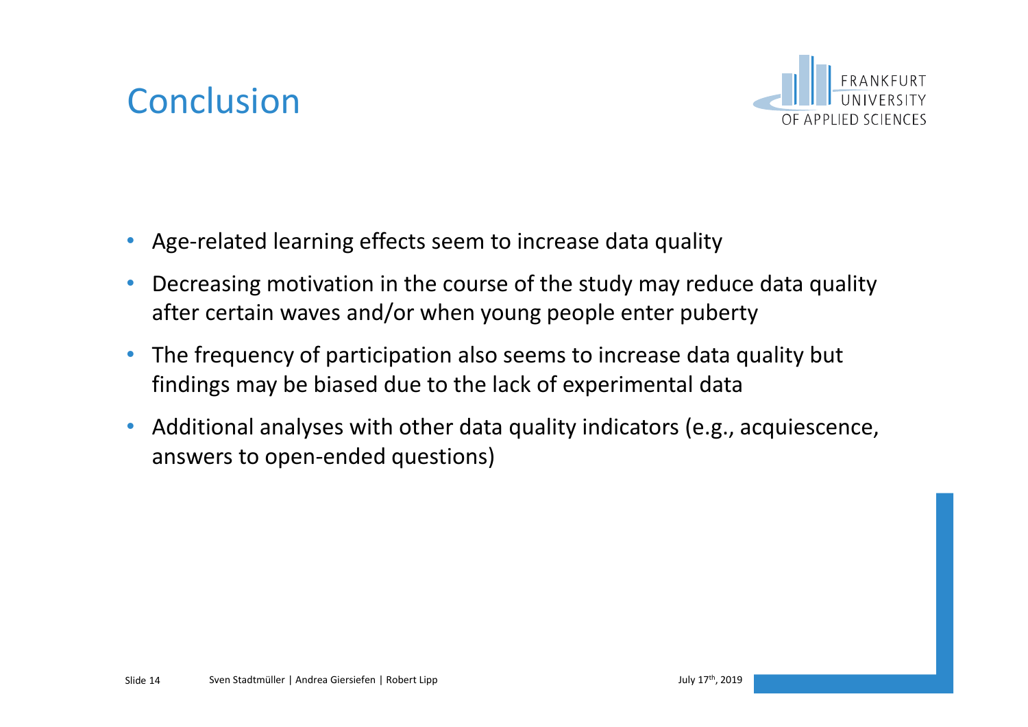# Conclusion

- Age-related learning effects seem to increase data quality
- Decreasing motivation in the course of the study may reduce data quality after certain waves and/or when young people enter puberty
- The frequency of participation also seems to increase data quality but findings may be biased due to the lack of experimental data
- Additional analyses with other data quality indicators (e.g., acquiescence, answers to open-ended questions)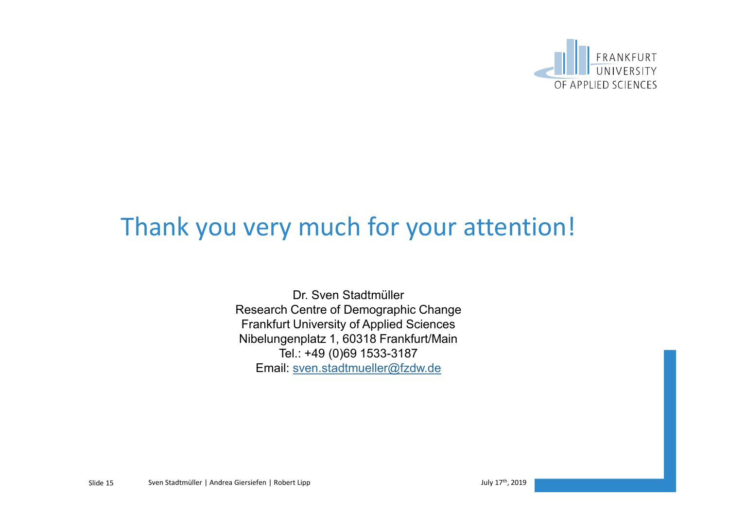# Thank you very much for your attention!

Dr. Sven Stadtmüller
Research Centre of Demographic Change
Frankfurt University of Applied Sciences
Nibelungenplatz 1, 60318 Frankfurt/Main
Tel.: +49 (0)69 1533-3187
Email: sven.stadtmueller@fzdw.de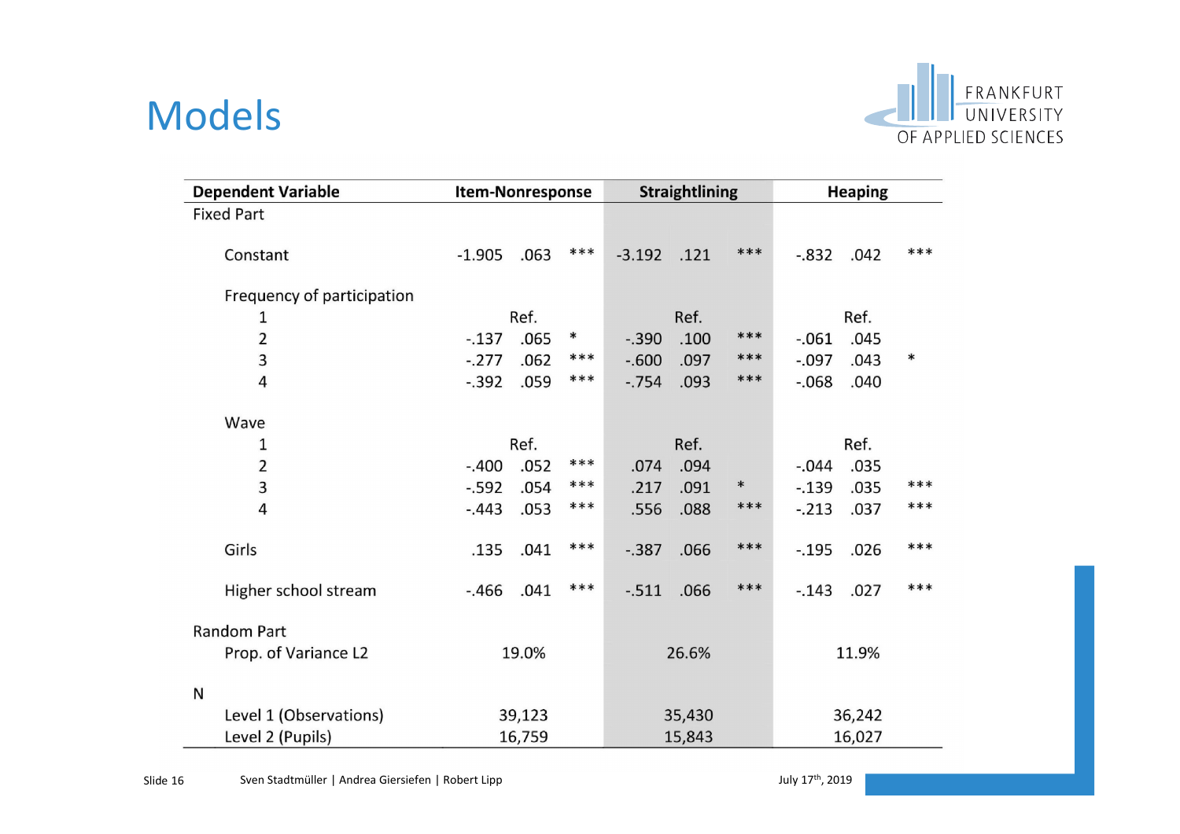# Models

| Dependent Variable | Item-Nonresponse | | | Straightlining | | | Heaping | | |
|---|---|---|---|---|---|---|---|---|---|
| **Fixed Part** | | | | | | | | | |
| Constant | -1.905 | .063 | *** | -3.192 | .121 | *** | -.832 | .042 | *** |
| Frequency of participation | | | | | | | | | |
| 1 | Ref. | | | Ref. | | | Ref. | | |
| 2 | -.137 | .065 | * | -.390 | .100 | *** | -.061 | .045 | |
| 3 | -.277 | .062 | *** | -.600 | .097 | *** | -.097 | .043 | * |
| 4 | -.392 | .059 | *** | -.754 | .093 | *** | -.068 | .040 | |
| Wave | | | | | | | | | |
| 1 | Ref. | | | Ref. | | | Ref. | | |
| 2 | -.400 | .052 | *** | .074 | .094 | | -.044 | .035 | |
| 3 | -.592 | .054 | *** | .217 | .091 | * | -.139 | .035 | *** |
| 4 | -.443 | .053 | *** | .556 | .088 | *** | -.213 | .037 | *** |
| Girls | .135 | .041 | *** | -.387 | .066 | *** | -.195 | .026 | *** |
| Higher school stream | -.466 | .041 | *** | -.511 | .066 | *** | -.143 | .027 | *** |
| **Random Part** | | | | | | | | | |
| Prop. of Variance L2 | 19.0% | | | 26.6% | | | 11.9% | | |
| **N** | | | | | | | | | |
| Level 1 (Observations) | 39,123 | | | 35,430 | | | 36,242 | | |
| Level 2 (Pupils) | 16,759 | | | 15,843 | | | 16,027 | | |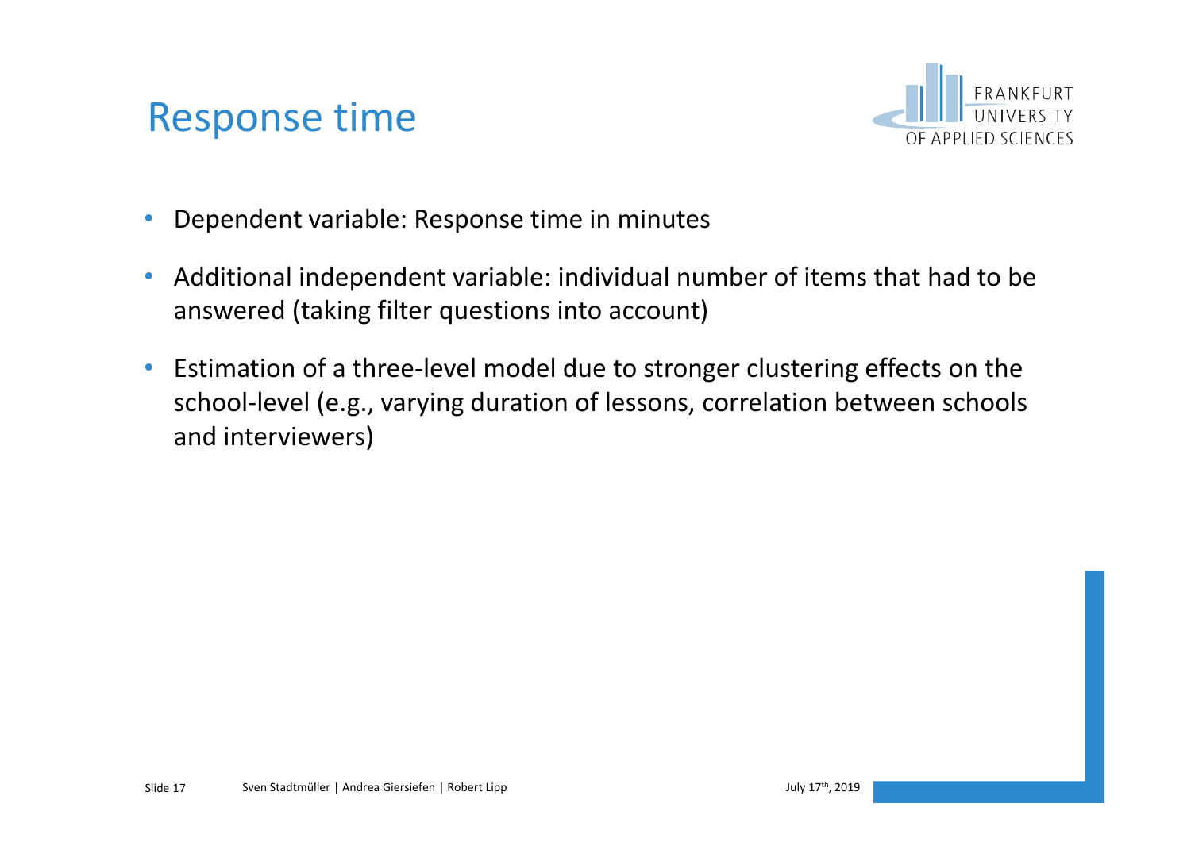# Response time

- Dependent variable: Response time in minutes
- Additional independent variable: individual number of items that had to be answered (taking filter questions into account)
- Estimation of a three-level model due to stronger clustering effects on the school-level (e.g., varying duration of lessons, correlation between schools and interviewers)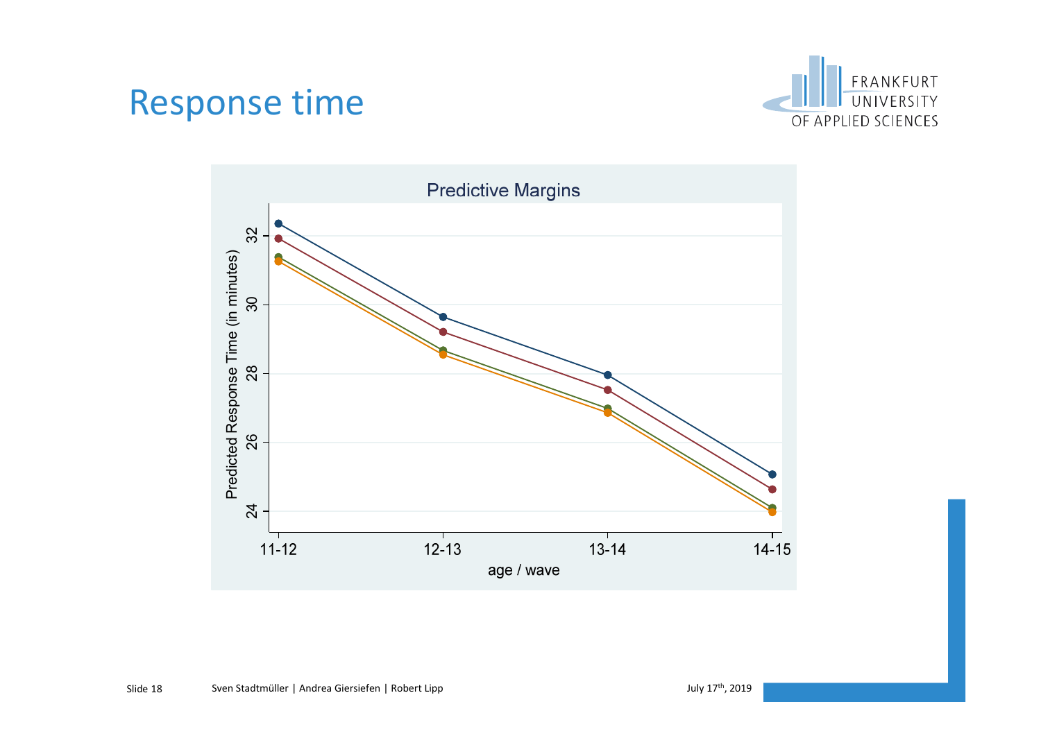# Response time

Predictive Margins

Predicted Response Time (in minutes)

age / wave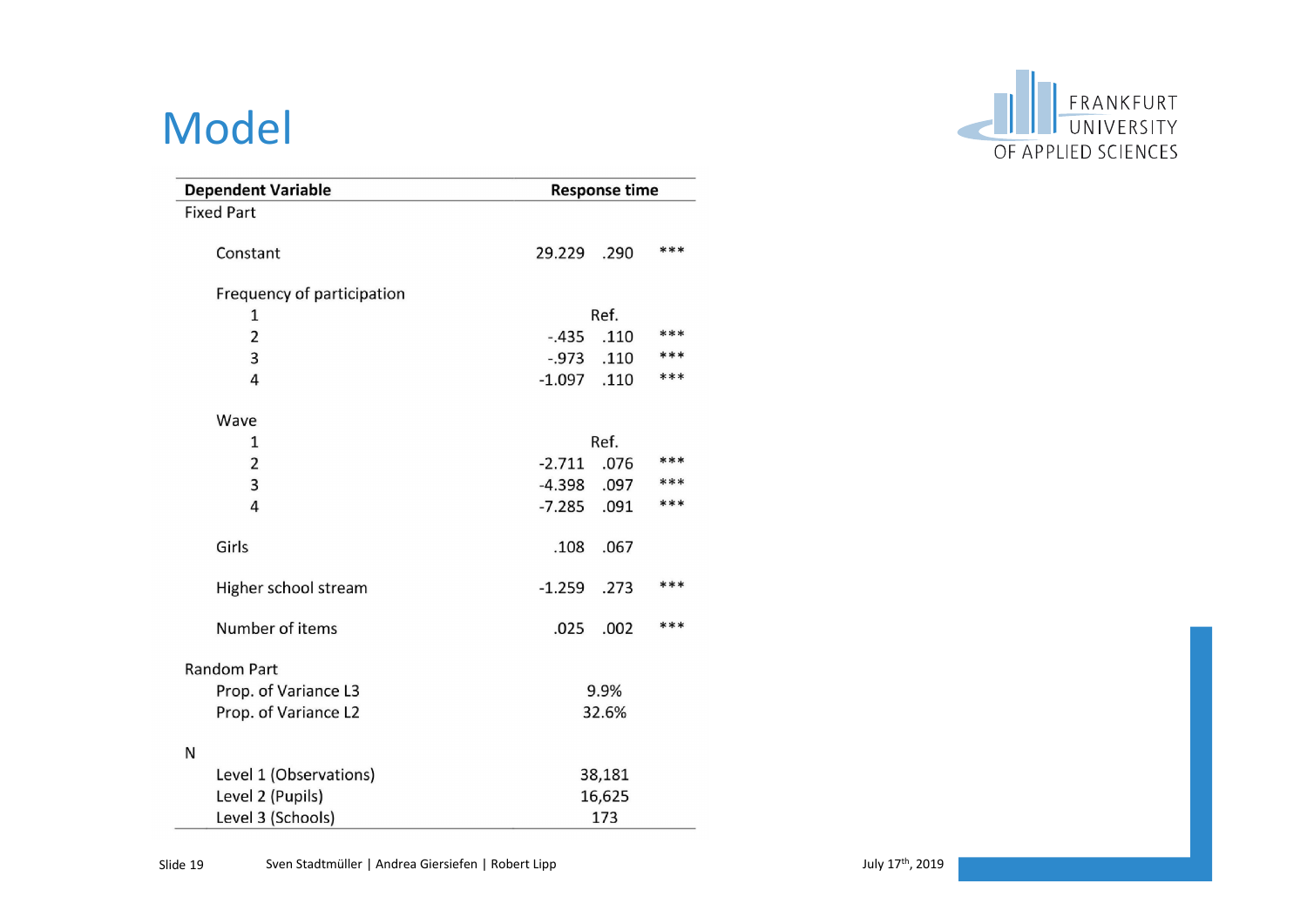# Model

| Dependent Variable | Response time | | |
|---|---|---|---|
| **Fixed Part** | | | |
| Constant | 29.229 | .290 | *** |
| Frequency of participation | | | |
| 1 | Ref. | | |
| 2 | -.435 | .110 | *** |
| 3 | -.973 | .110 | *** |
| 4 | -1.097 | .110 | *** |
| Wave | | | |
| 1 | Ref. | | |
| 2 | -2.711 | .076 | *** |
| 3 | -4.398 | .097 | *** |
| 4 | -7.285 | .091 | *** |
| Girls | .108 | .067 | |
| Higher school stream | -1.259 | .273 | *** |
| Number of items | .025 | .002 | *** |
| **Random Part** | | | |
| Prop. of Variance L3 | 9.9% | | |
| Prop. of Variance L2 | 32.6% | | |
| **N** | | | |
| Level 1 (Observations) | 38,181 | | |
| Level 2 (Pupils) | 16,625 | | |
| Level 3 (Schools) | 173 | | |

Sven Stadtmüller | Andrea Giersiefen | Robert Lipp

July 17th, 2019